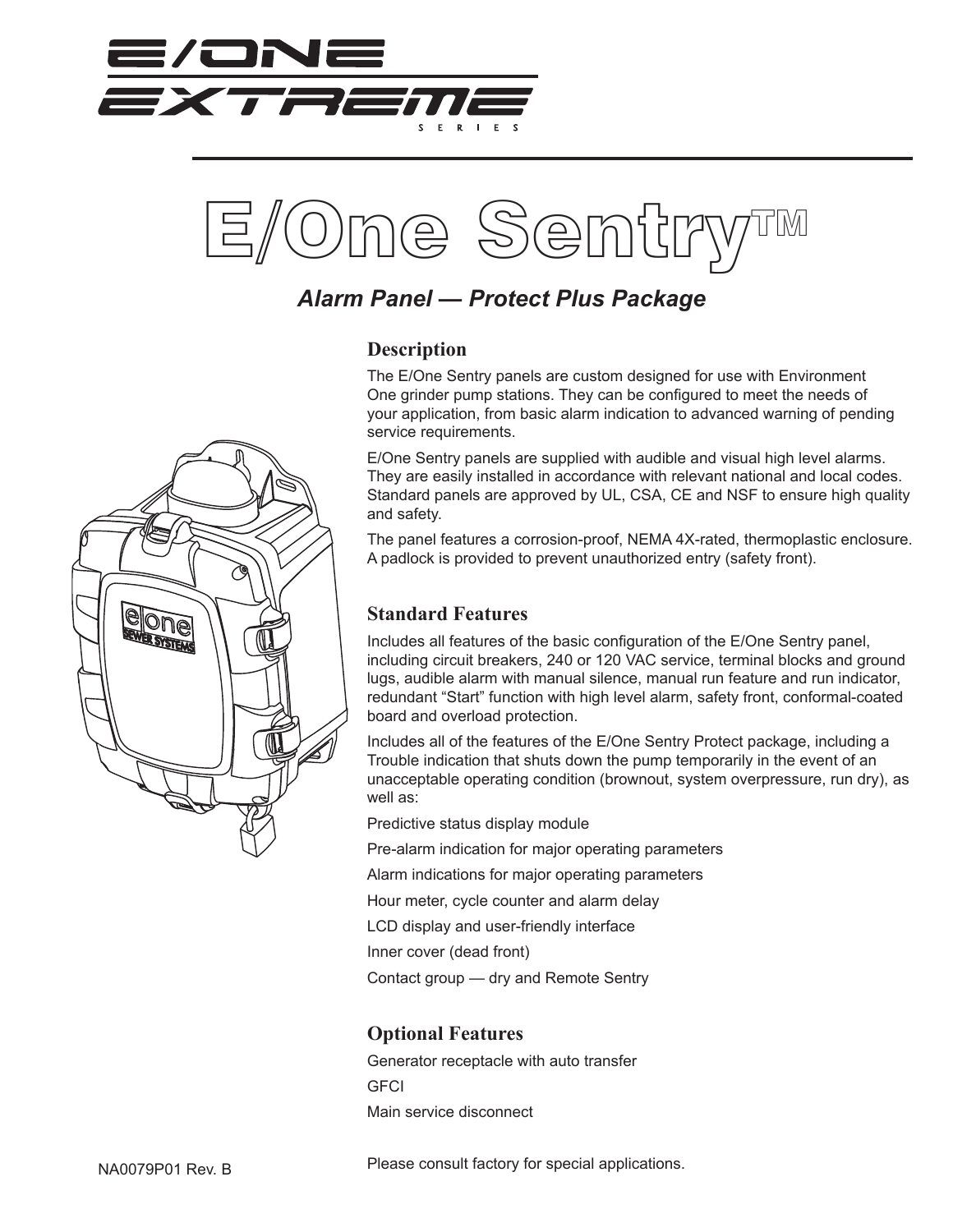# E/ONE EXTREME SERIES

# E/One Sentry™

## *Alarm Panel — Protect Plus Package*

### Description

The E/One Sentry panels are custom designed for use with Environment One grinder pump stations. They can be configured to meet the needs of your application, from basic alarm indication to advanced warning of pending service requirements.

E/One Sentry panels are supplied with audible and visual high level alarms. They are easily installed in accordance with relevant national and local codes. Standard panels are approved by UL, CSA, CE and NSF to ensure high quality and safety.

The panel features a corrosion-proof, NEMA 4X-rated, thermoplastic enclosure. A padlock is provided to prevent unauthorized entry (safety front).

### Standard Features

Includes all features of the basic configuration of the E/One Sentry panel, including circuit breakers, 240 or 120 VAC service, terminal blocks and ground lugs, audible alarm with manual silence, manual run feature and run indicator, redundant "Start" function with high level alarm, safety front, conformal-coated board and overload protection.

Includes all of the features of the E/One Sentry Protect package, including a Trouble indication that shuts down the pump temporarily in the event of an unacceptable operating condition (brownout, system overpressure, run dry), as well as:

Predictive status display module

Pre-alarm indication for major operating parameters

Alarm indications for major operating parameters

Hour meter, cycle counter and alarm delay

LCD display and user-friendly interface

Inner cover (dead front)

Contact group — dry and Remote Sentry

### Optional Features

Generator receptacle with auto transfer

GFCI

Main service disconnect

Please consult factory for special applications.

NA0079P01 Rev. B